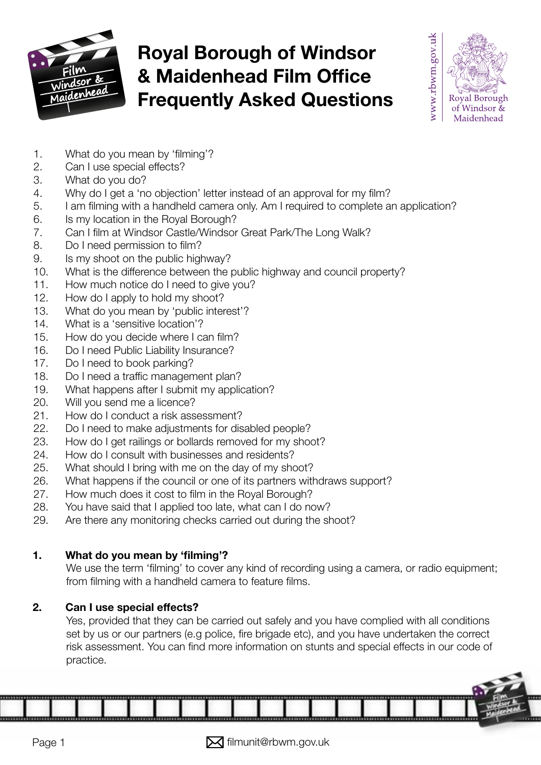# Royal Borough of Windsor & Maidenhead Film Office Frequently Asked Questions

1. What do you mean by 'filming'?
2. Can I use special effects?
3. What do you do?
4. Why do I get a 'no objection' letter instead of an approval for my film?
5. I am filming with a handheld camera only. Am I required to complete an application?
6. Is my location in the Royal Borough?
7. Can I film at Windsor Castle/Windsor Great Park/The Long Walk?
8. Do I need permission to film?
9. Is my shoot on the public highway?
10. What is the difference between the public highway and council property?
11. How much notice do I need to give you?
12. How do I apply to hold my shoot?
13. What do you mean by 'public interest'?
14. What is a 'sensitive location'?
15. How do you decide where I can film?
16. Do I need Public Liability Insurance?
17. Do I need to book parking?
18. Do I need a traffic management plan?
19. What happens after I submit my application?
20. Will you send me a licence?
21. How do I conduct a risk assessment?
22. Do I need to make adjustments for disabled people?
23. How do I get railings or bollards removed for my shoot?
24. How do I consult with businesses and residents?
25. What should I bring with me on the day of my shoot?
26. What happens if the council or one of its partners withdraws support?
27. How much does it cost to film in the Royal Borough?
28. You have said that I applied too late, what can I do now?
29. Are there any monitoring checks carried out during the shoot?

### 1. What do you mean by 'filming'?

We use the term 'filming' to cover any kind of recording using a camera, or radio equipment; from filming with a handheld camera to feature films.

### 2. Can I use special effects?

Yes, provided that they can be carried out safely and you have complied with all conditions set by us or our partners (e.g police, fire brigade etc), and you have undertaken the correct risk assessment. You can find more information on stunts and special effects in our code of practice.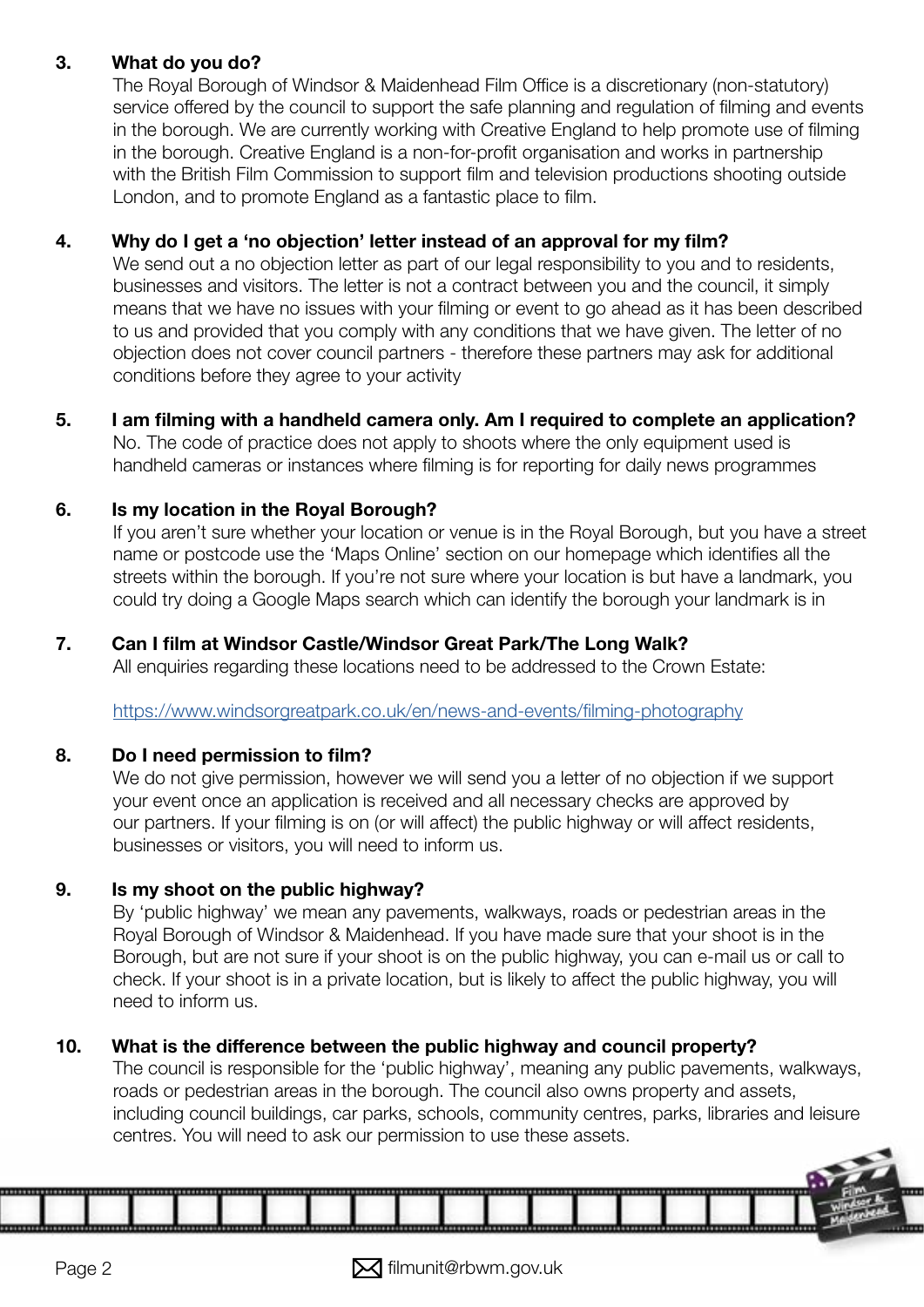**3. What do you do?**

The Royal Borough of Windsor & Maidenhead Film Office is a discretionary (non-statutory) service offered by the council to support the safe planning and regulation of filming and events in the borough. We are currently working with Creative England to help promote use of filming in the borough. Creative England is a non-for-profit organisation and works in partnership with the British Film Commission to support film and television productions shooting outside London, and to promote England as a fantastic place to film.

**4. Why do I get a 'no objection' letter instead of an approval for my film?**

We send out a no objection letter as part of our legal responsibility to you and to residents, businesses and visitors. The letter is not a contract between you and the council, it simply means that we have no issues with your filming or event to go ahead as it has been described to us and provided that you comply with any conditions that we have given. The letter of no objection does not cover council partners - therefore these partners may ask for additional conditions before they agree to your activity

**5. I am filming with a handheld camera only. Am I required to complete an application?**

No. The code of practice does not apply to shoots where the only equipment used is handheld cameras or instances where filming is for reporting for daily news programmes

**6. Is my location in the Royal Borough?**

If you aren't sure whether your location or venue is in the Royal Borough, but you have a street name or postcode use the 'Maps Online' section on our homepage which identifies all the streets within the borough. If you're not sure where your location is but have a landmark, you could try doing a Google Maps search which can identify the borough your landmark is in

**7. Can I film at Windsor Castle/Windsor Great Park/The Long Walk?**

All enquiries regarding these locations need to be addressed to the Crown Estate:

https://www.windsorgreatpark.co.uk/en/news-and-events/filming-photography

**8. Do I need permission to film?**

We do not give permission, however we will send you a letter of no objection if we support your event once an application is received and all necessary checks are approved by our partners. If your filming is on (or will affect) the public highway or will affect residents, businesses or visitors, you will need to inform us.

**9. Is my shoot on the public highway?**

By 'public highway' we mean any pavements, walkways, roads or pedestrian areas in the Royal Borough of Windsor & Maidenhead. If you have made sure that your shoot is in the Borough, but are not sure if your shoot is on the public highway, you can e-mail us or call to check. If your shoot is in a private location, but is likely to affect the public highway, you will need to inform us.

**10. What is the difference between the public highway and council property?**

The council is responsible for the 'public highway', meaning any public pavements, walkways, roads or pedestrian areas in the borough. The council also owns property and assets, including council buildings, car parks, schools, community centres, parks, libraries and leisure centres. You will need to ask our permission to use these assets.

filmunit@rbwm.gov.uk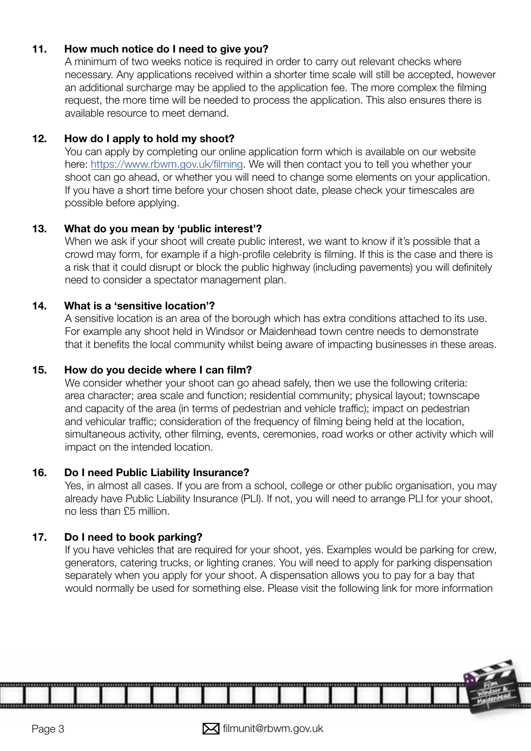**11. How much notice do I need to give you?**

A minimum of two weeks notice is required in order to carry out relevant checks where necessary. Any applications received within a shorter time scale will still be accepted, however an additional surcharge may be applied to the application fee. The more complex the filming request, the more time will be needed to process the application. This also ensures there is available resource to meet demand.

**12. How do I apply to hold my shoot?**

You can apply by completing our online application form which is available on our website here: [https://www.rbwm.gov.uk/filming](https://www.rbwm.gov.uk/filming). We will then contact you to tell you whether your shoot can go ahead, or whether you will need to change some elements on your application. If you have a short time before your chosen shoot date, please check your timescales are possible before applying.

**13. What do you mean by 'public interest'?**

When we ask if your shoot will create public interest, we want to know if it's possible that a crowd may form, for example if a high-profile celebrity is filming. If this is the case and there is a risk that it could disrupt or block the public highway (including pavements) you will definitely need to consider a spectator management plan.

**14. What is a 'sensitive location'?**

A sensitive location is an area of the borough which has extra conditions attached to its use. For example any shoot held in Windsor or Maidenhead town centre needs to demonstrate that it benefits the local community whilst being aware of impacting businesses in these areas.

**15. How do you decide where I can film?**

We consider whether your shoot can go ahead safely, then we use the following criteria: area character; area scale and function; residential community; physical layout; townscape and capacity of the area (in terms of pedestrian and vehicle traffic); impact on pedestrian and vehicular traffic; consideration of the frequency of filming being held at the location, simultaneous activity, other filming, events, ceremonies, road works or other activity which will impact on the intended location.

**16. Do I need Public Liability Insurance?**

Yes, in almost all cases. If you are from a school, college or other public organisation, you may already have Public Liability Insurance (PLI). If not, you will need to arrange PLI for your shoot, no less than £5 million.

**17. Do I need to book parking?**

If you have vehicles that are required for your shoot, yes. Examples would be parking for crew, generators, catering trucks, or lighting cranes. You will need to apply for parking dispensation separately when you apply for your shoot. A dispensation allows you to pay for a bay that would normally be used for something else. Please visit the following link for more information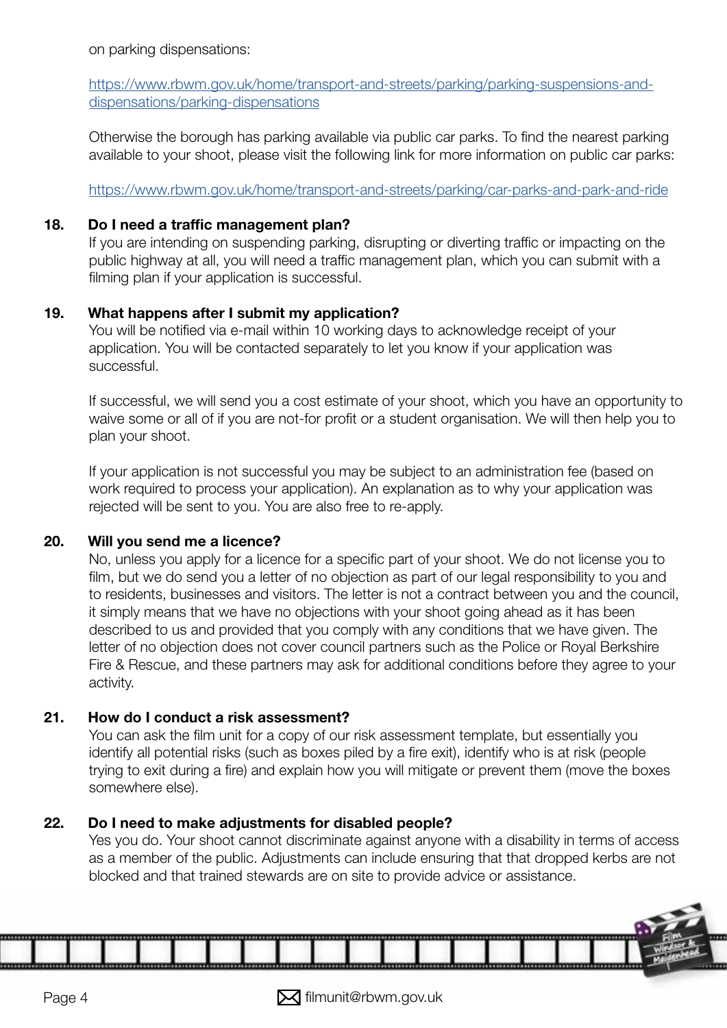on parking dispensations:

https://www.rbwm.gov.uk/home/transport-and-streets/parking/parking-suspensions-and-dispensations/parking-dispensations

Otherwise the borough has parking available via public car parks. To find the nearest parking available to your shoot, please visit the following link for more information on public car parks:

https://www.rbwm.gov.uk/home/transport-and-streets/parking/car-parks-and-park-and-ride

**18. Do I need a traffic management plan?**

If you are intending on suspending parking, disrupting or diverting traffic or impacting on the public highway at all, you will need a traffic management plan, which you can submit with a filming plan if your application is successful.

**19. What happens after I submit my application?**

You will be notified via e-mail within 10 working days to acknowledge receipt of your application. You will be contacted separately to let you know if your application was successful.

If successful, we will send you a cost estimate of your shoot, which you have an opportunity to waive some or all of if you are not-for profit or a student organisation. We will then help you to plan your shoot.

If your application is not successful you may be subject to an administration fee (based on work required to process your application). An explanation as to why your application was rejected will be sent to you. You are also free to re-apply.

**20. Will you send me a licence?**

No, unless you apply for a licence for a specific part of your shoot. We do not license you to film, but we do send you a letter of no objection as part of our legal responsibility to you and to residents, businesses and visitors. The letter is not a contract between you and the council, it simply means that we have no objections with your shoot going ahead as it has been described to us and provided that you comply with any conditions that we have given. The letter of no objection does not cover council partners such as the Police or Royal Berkshire Fire & Rescue, and these partners may ask for additional conditions before they agree to your activity.

**21. How do I conduct a risk assessment?**

You can ask the film unit for a copy of our risk assessment template, but essentially you identify all potential risks (such as boxes piled by a fire exit), identify who is at risk (people trying to exit during a fire) and explain how you will mitigate or prevent them (move the boxes somewhere else).

**22. Do I need to make adjustments for disabled people?**

Yes you do. Your shoot cannot discriminate against anyone with a disability in terms of access as a member of the public. Adjustments can include ensuring that that dropped kerbs are not blocked and that trained stewards are on site to provide advice or assistance.

filmunit@rbwm.gov.uk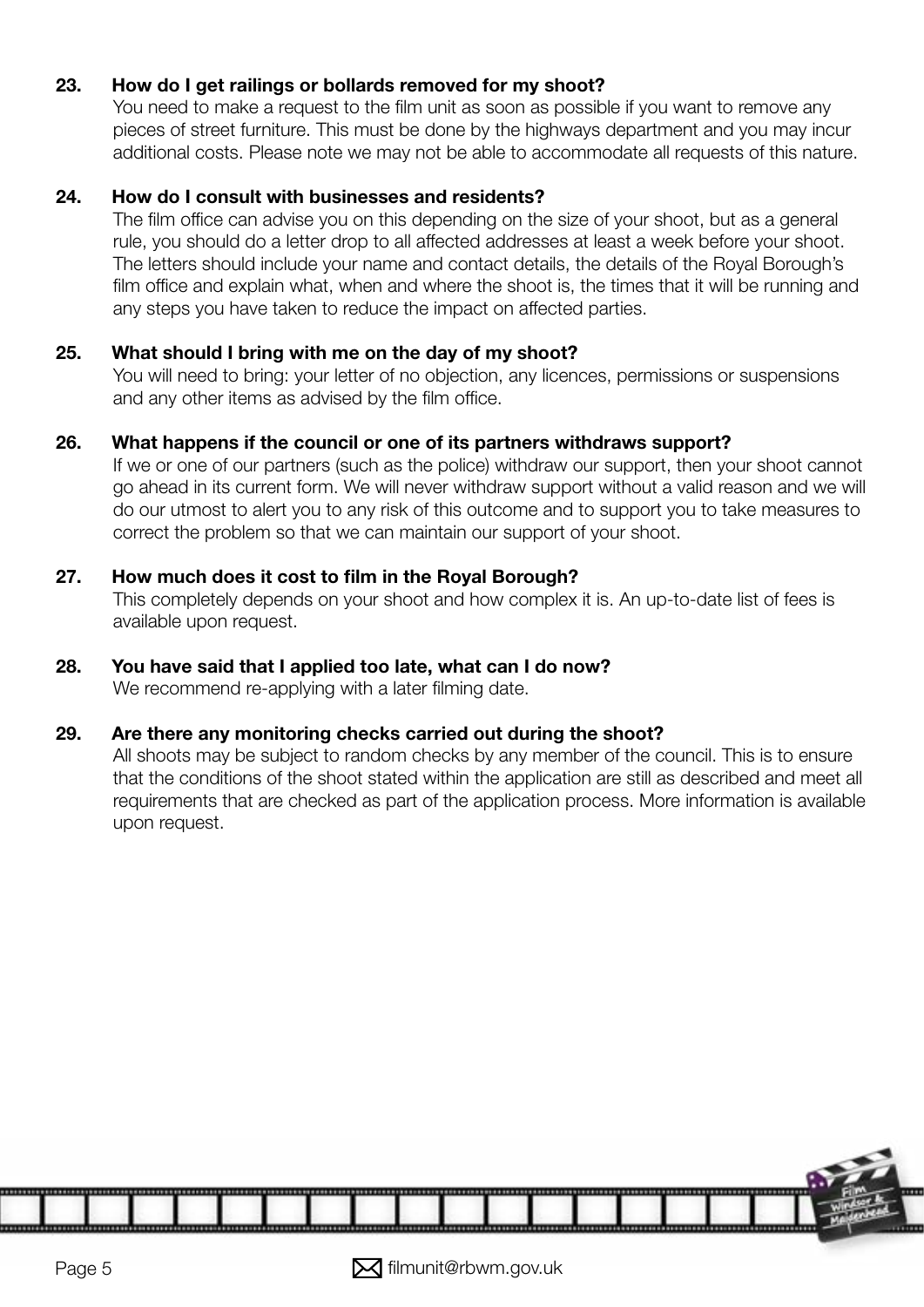**23. How do I get railings or bollards removed for my shoot?**

You need to make a request to the film unit as soon as possible if you want to remove any pieces of street furniture. This must be done by the highways department and you may incur additional costs. Please note we may not be able to accommodate all requests of this nature.

**24. How do I consult with businesses and residents?**

The film office can advise you on this depending on the size of your shoot, but as a general rule, you should do a letter drop to all affected addresses at least a week before your shoot. The letters should include your name and contact details, the details of the Royal Borough's film office and explain what, when and where the shoot is, the times that it will be running and any steps you have taken to reduce the impact on affected parties.

**25. What should I bring with me on the day of my shoot?**

You will need to bring: your letter of no objection, any licences, permissions or suspensions and any other items as advised by the film office.

**26. What happens if the council or one of its partners withdraws support?**

If we or one of our partners (such as the police) withdraw our support, then your shoot cannot go ahead in its current form. We will never withdraw support without a valid reason and we will do our utmost to alert you to any risk of this outcome and to support you to take measures to correct the problem so that we can maintain our support of your shoot.

**27. How much does it cost to film in the Royal Borough?**

This completely depends on your shoot and how complex it is. An up-to-date list of fees is available upon request.

**28. You have said that I applied too late, what can I do now?**

We recommend re-applying with a later filming date.

**29. Are there any monitoring checks carried out during the shoot?**

All shoots may be subject to random checks by any member of the council. This is to ensure that the conditions of the shoot stated within the application are still as described and meet all requirements that are checked as part of the application process. More information is available upon request.

filmunit@rbwm.gov.uk